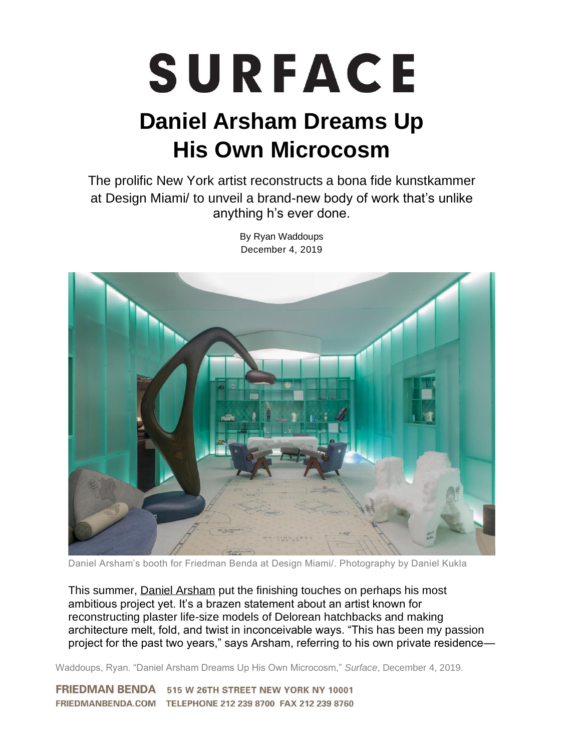# SURFACE

# Daniel Arsham Dreams Up His Own Microcosm

The prolific New York artist reconstructs a bona fide kunstkammer at Design Miami/ to unveil a brand-new body of work that's unlike anything h's ever done.

By Ryan Waddoups
December 4, 2019

Daniel Arsham's booth for Friedman Benda at Design Miami/. Photography by Daniel Kukla

This summer, Daniel Arsham put the finishing touches on perhaps his most ambitious project yet. It's a brazen statement about an artist known for reconstructing plaster life-size models of Delorean hatchbacks and making architecture melt, fold, and twist in inconceivable ways. "This has been my passion project for the past two years," says Arsham, referring to his own private residence—

Waddoups, Ryan. "Daniel Arsham Dreams Up His Own Microcosm," *Surface*, December 4, 2019.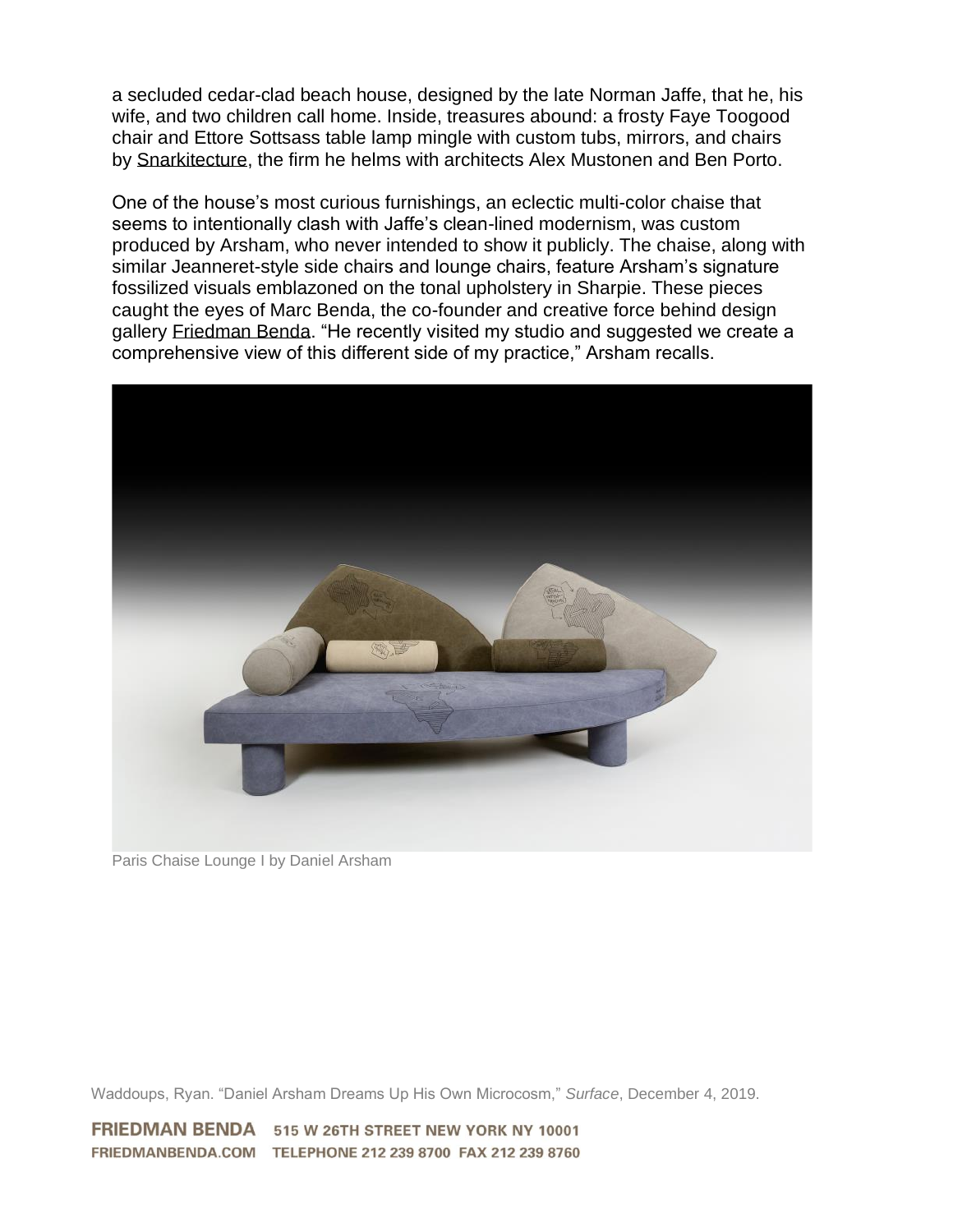a secluded cedar-clad beach house, designed by the late Norman Jaffe, that he, his wife, and two children call home. Inside, treasures abound: a frosty Faye Toogood chair and Ettore Sottsass table lamp mingle with custom tubs, mirrors, and chairs by Snarkitecture, the firm he helms with architects Alex Mustonen and Ben Porto.

One of the house's most curious furnishings, an eclectic multi-color chaise that seems to intentionally clash with Jaffe's clean-lined modernism, was custom produced by Arsham, who never intended to show it publicly. The chaise, along with similar Jeanneret-style side chairs and lounge chairs, feature Arsham's signature fossilized visuals emblazoned on the tonal upholstery in Sharpie. These pieces caught the eyes of Marc Benda, the co-founder and creative force behind design gallery Friedman Benda. "He recently visited my studio and suggested we create a comprehensive view of this different side of my practice," Arsham recalls.

Paris Chaise Lounge I by Daniel Arsham

Waddoups, Ryan. "Daniel Arsham Dreams Up His Own Microcosm," *Surface*, December 4, 2019.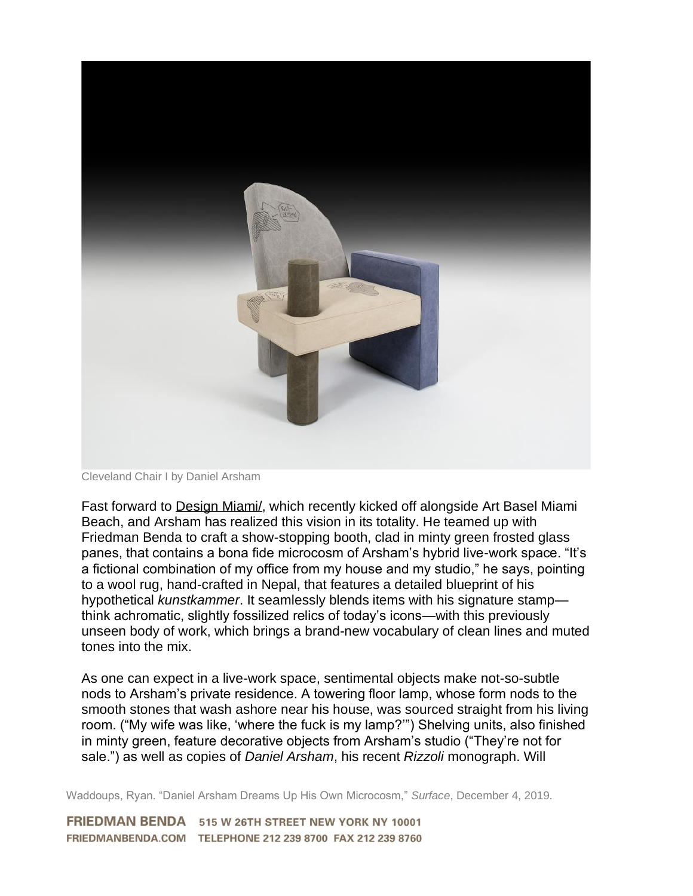Cleveland Chair I by Daniel Arsham

Fast forward to Design Miami/, which recently kicked off alongside Art Basel Miami Beach, and Arsham has realized this vision in its totality. He teamed up with Friedman Benda to craft a show-stopping booth, clad in minty green frosted glass panes, that contains a bona fide microcosm of Arsham's hybrid live-work space. "It's a fictional combination of my office from my house and my studio," he says, pointing to a wool rug, hand-crafted in Nepal, that features a detailed blueprint of his hypothetical *kunstkammer*. It seamlessly blends items with his signature stamp—think achromatic, slightly fossilized relics of today's icons—with this previously unseen body of work, which brings a brand-new vocabulary of clean lines and muted tones into the mix.

As one can expect in a live-work space, sentimental objects make not-so-subtle nods to Arsham's private residence. A towering floor lamp, whose form nods to the smooth stones that wash ashore near his house, was sourced straight from his living room. ("My wife was like, 'where the fuck is my lamp?'") Shelving units, also finished in minty green, feature decorative objects from Arsham's studio ("They're not for sale.") as well as copies of *Daniel Arsham*, his recent *Rizzoli* monograph. Will

Waddoups, Ryan. "Daniel Arsham Dreams Up His Own Microcosm," *Surface*, December 4, 2019.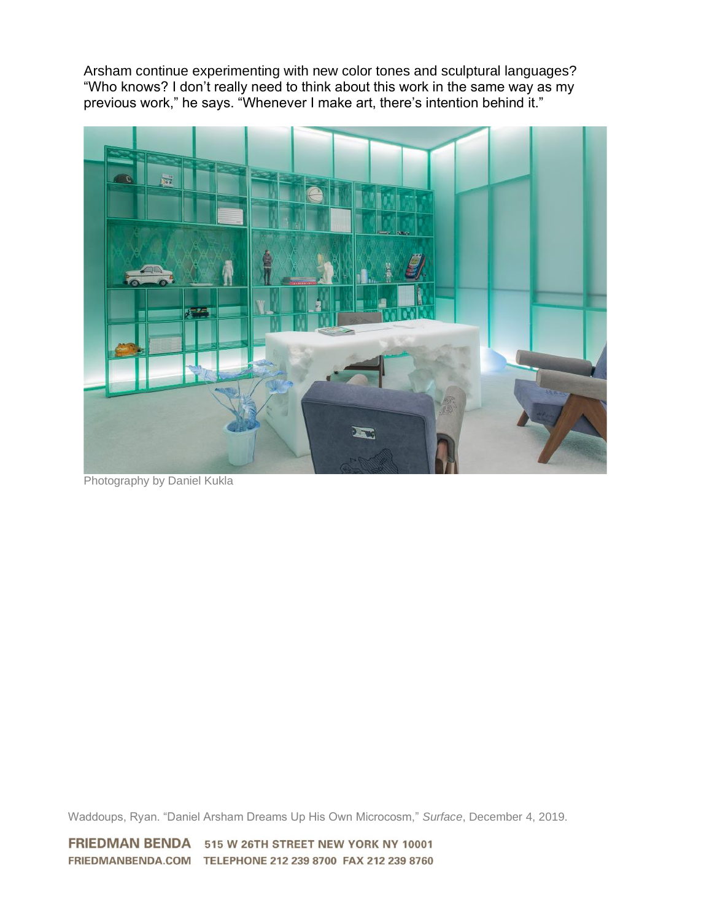Arsham continue experimenting with new color tones and sculptural languages? "Who knows? I don't really need to think about this work in the same way as my previous work," he says. "Whenever I make art, there's intention behind it."

Photography by Daniel Kukla

Waddoups, Ryan. "Daniel Arsham Dreams Up His Own Microcosm," *Surface*, December 4, 2019.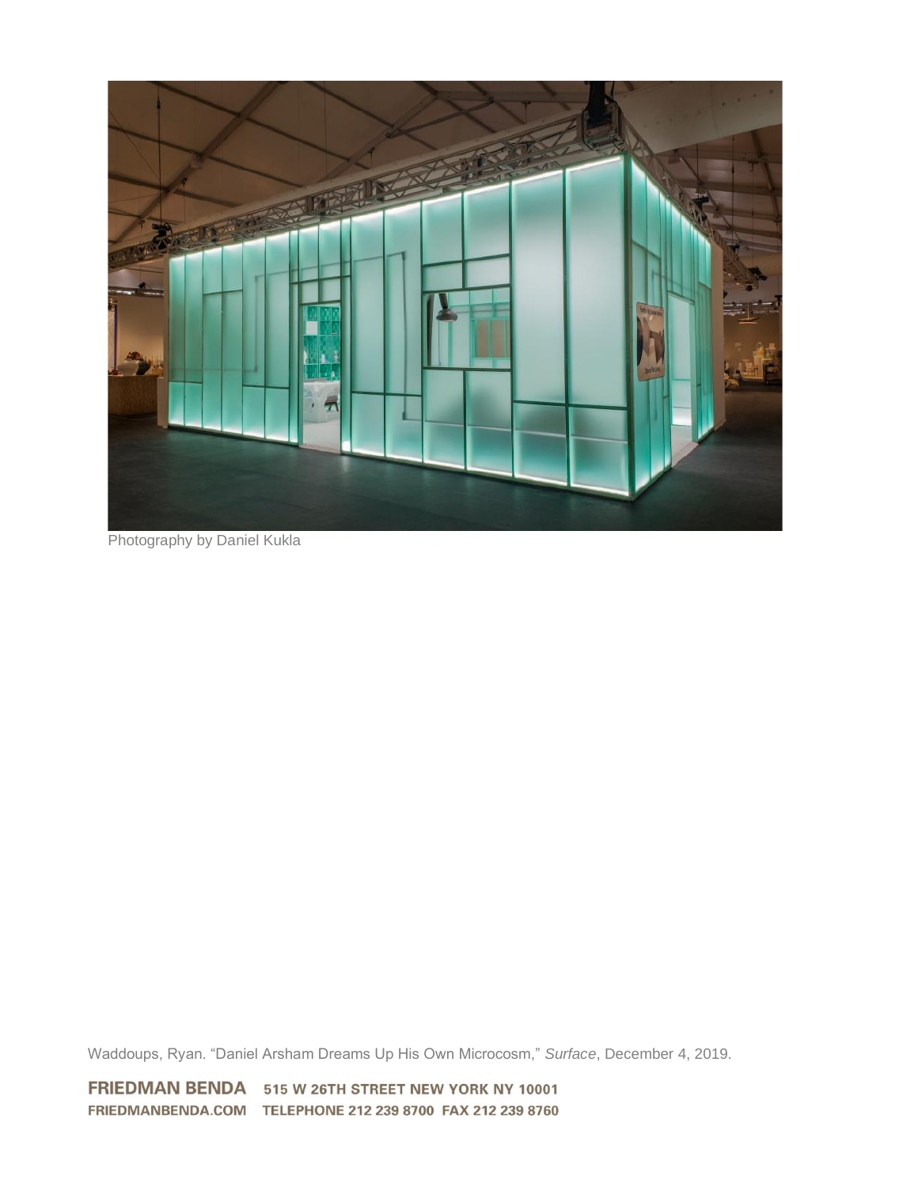Photography by Daniel Kukla

Waddoups, Ryan. “Daniel Arsham Dreams Up His Own Microcosm,” *Surface*, December 4, 2019.

**FRIEDMAN BENDA** 515 W 26TH STREET NEW YORK NY 10001
FRIEDMANBENDA.COM TELEPHONE 212 239 8700 FAX 212 239 8760